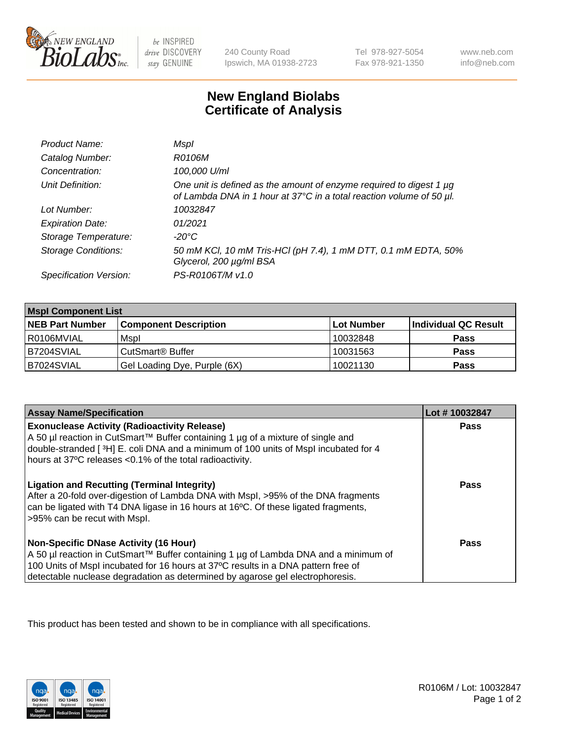# New England Biolabs Certificate of Analysis

| | |
|---|---|
| *Product Name:* | *MspI* |
| *Catalog Number:* | *R0106M* |
| *Concentration:* | *100,000 U/ml* |
| *Unit Definition:* | *One unit is defined as the amount of enzyme required to digest 1 µg of Lambda DNA in 1 hour at 37°C in a total reaction volume of 50 µl.* |
| *Lot Number:* | *10032847* |
| *Expiration Date:* | *01/2021* |
| *Storage Temperature:* | *-20°C* |
| *Storage Conditions:* | *50 mM KCl, 10 mM Tris-HCl (pH 7.4), 1 mM DTT, 0.1 mM EDTA, 50% Glycerol, 200 µg/ml BSA* |
| *Specification Version:* | *PS-R0106T/M v1.0* |

| **MspI Component List** | | | |
|---|---|---|---|
| **NEB Part Number** | **Component Description** | **Lot Number** | **Individual QC Result** |
| R0106MVIAL | MspI | 10032848 | **Pass** |
| B7204SVIAL | CutSmart® Buffer | 10031563 | **Pass** |
| B7024SVIAL | Gel Loading Dye, Purple (6X) | 10021130 | **Pass** |

| **Assay Name/Specification** | **Lot # 10032847** |
|---|---|
| **Exonuclease Activity (Radioactivity Release)**<br>A 50 µl reaction in CutSmart™ Buffer containing 1 µg of a mixture of single and double-stranded [ $^{3}$H] E. coli DNA and a minimum of 100 units of MspI incubated for 4 hours at 37ºC releases <0.1% of the total radioactivity. | **Pass** |
| **Ligation and Recutting (Terminal Integrity)**<br>After a 20-fold over-digestion of Lambda DNA with MspI, >95% of the DNA fragments can be ligated with T4 DNA ligase in 16 hours at 16ºC. Of these ligated fragments, >95% can be recut with MspI. | **Pass** |
| **Non-Specific DNase Activity (16 Hour)**<br>A 50 µl reaction in CutSmart™ Buffer containing 1 µg of Lambda DNA and a minimum of 100 Units of MspI incubated for 16 hours at 37ºC results in a DNA pattern free of detectable nuclease degradation as determined by agarose gel electrophoresis. | **Pass** |

This product has been tested and shown to be in compliance with all specifications.

R0106M / Lot: 10032847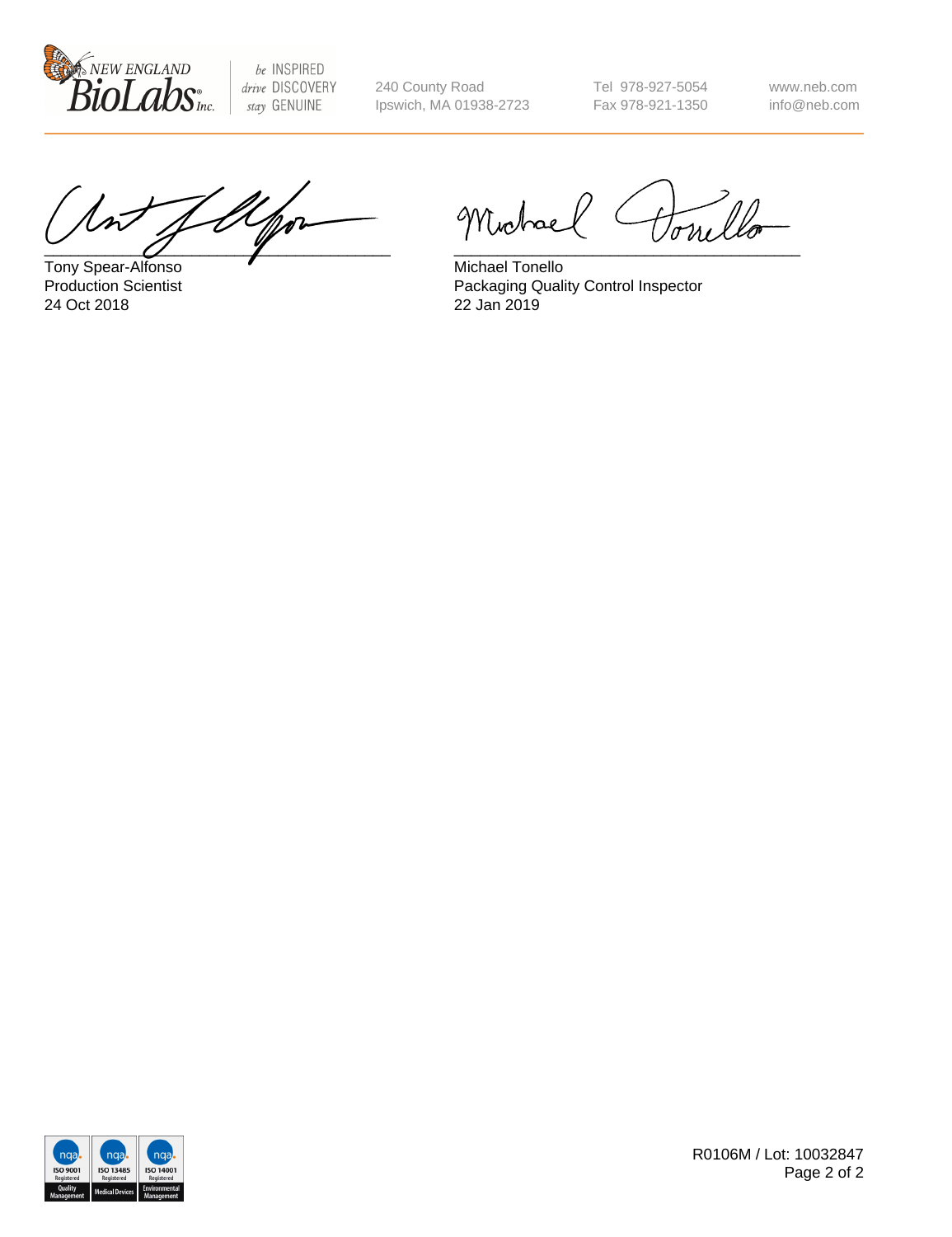Tony Spear-Alfonso
Production Scientist
24 Oct 2018

Michael Tonello
Packaging Quality Control Inspector
22 Jan 2019

R0106M / Lot: 10032847